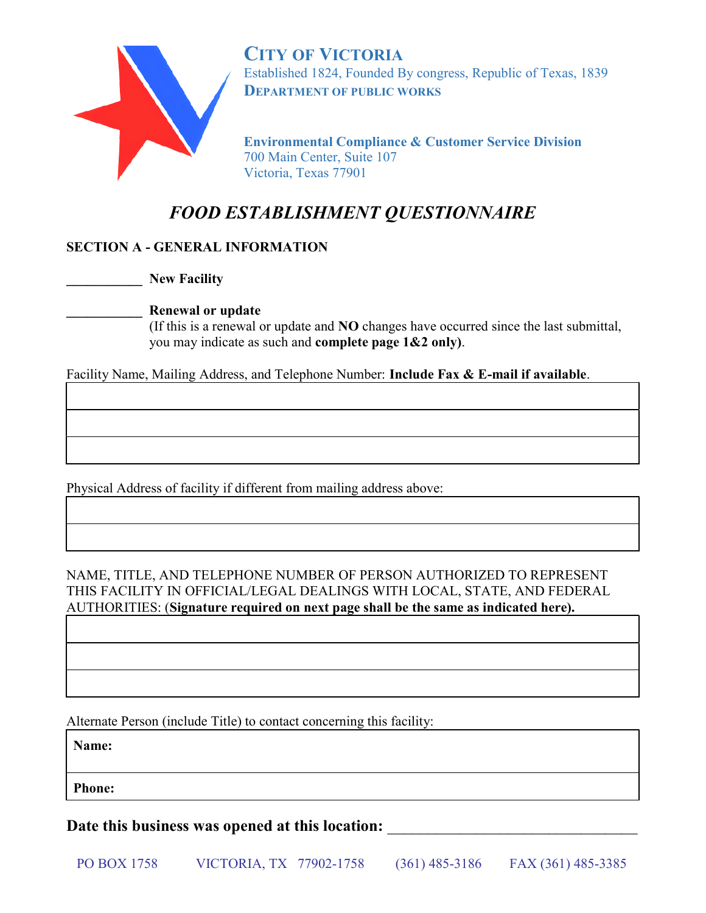**CITY OF VICTORIA**
Established 1824, Founded By congress, Republic of Texas, 1839
**DEPARTMENT OF PUBLIC WORKS**

**Environmental Compliance & Customer Service Division**
700 Main Center, Suite 107
Victoria, Texas 77901

# *FOOD ESTABLISHMENT QUESTIONNAIRE*

## SECTION A - GENERAL INFORMATION

___________ **New Facility**

___________ **Renewal or update**
(If this is a renewal or update and **NO** changes have occurred since the last submittal, you may indicate as such and **complete page 1&2 only)**.

Facility Name, Mailing Address, and Telephone Number: **Include Fax & E-mail if available**.

| |
|---|
| |
| |
| |

Physical Address of facility if different from mailing address above:

| |
|---|
| |
| |

NAME, TITLE, AND TELEPHONE NUMBER OF PERSON AUTHORIZED TO REPRESENT THIS FACILITY IN OFFICIAL/LEGAL DEALINGS WITH LOCAL, STATE, AND FEDERAL AUTHORITIES: (**Signature required on next page shall be the same as indicated here).**

| |
|---|
| |
| |
| |

Alternate Person (include Title) to contact concerning this facility:

| |
|---|
| **Name:** |
| **Phone:** |

**Date this business was opened at this location:** ________________________________

PO BOX 1758 VICTORIA, TX 77902-1758 (361) 485-3186 FAX (361) 485-3385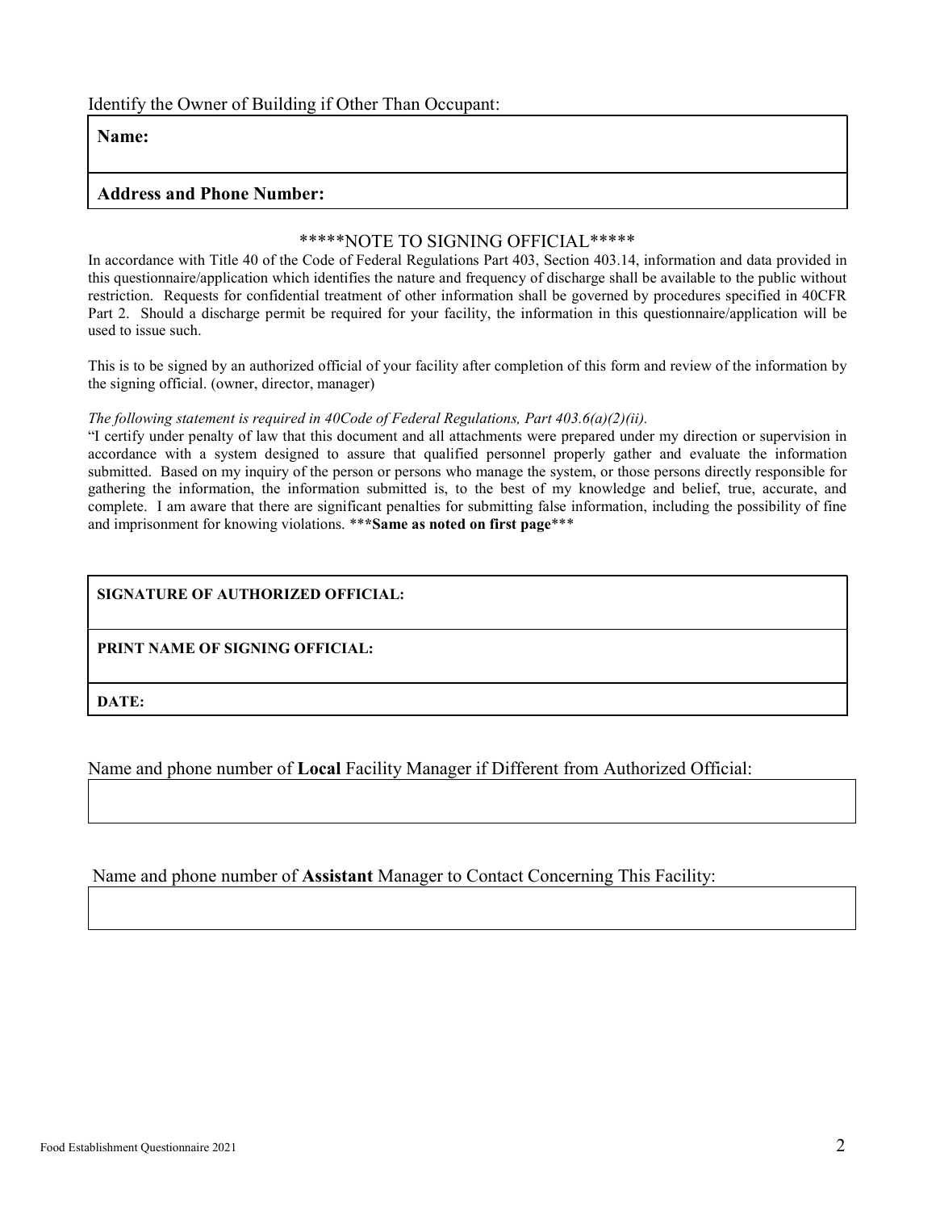Identify the Owner of Building if Other Than Occupant:

| **Name:** |
| --- |
| **Address and Phone Number:** |

\*\*\*\*\*NOTE TO SIGNING OFFICIAL\*\*\*\*\*

In accordance with Title 40 of the Code of Federal Regulations Part 403, Section 403.14, information and data provided in this questionnaire/application which identifies the nature and frequency of discharge shall be available to the public without restriction. Requests for confidential treatment of other information shall be governed by procedures specified in 40CFR Part 2. Should a discharge permit be required for your facility, the information in this questionnaire/application will be used to issue such.

This is to be signed by an authorized official of your facility after completion of this form and review of the information by the signing official. (owner, director, manager)

*The following statement is required in 40Code of Federal Regulations, Part 403.6(a)(2)(ii).*

"I certify under penalty of law that this document and all attachments were prepared under my direction or supervision in accordance with a system designed to assure that qualified personnel properly gather and evaluate the information submitted. Based on my inquiry of the person or persons who manage the system, or those persons directly responsible for gathering the information, the information submitted is, to the best of my knowledge and belief, true, accurate, and complete. I am aware that there are significant penalties for submitting false information, including the possibility of fine and imprisonment for knowing violations. \*\*\***Same as noted on first page**\*\*\*

| **SIGNATURE OF AUTHORIZED OFFICIAL:** |
| --- |
| **PRINT NAME OF SIGNING OFFICIAL:** |
| **DATE:** |

Name and phone number of **Local** Facility Manager if Different from Authorized Official:

| |
| --- |

Name and phone number of **Assistant** Manager to Contact Concerning This Facility:

| |
| --- |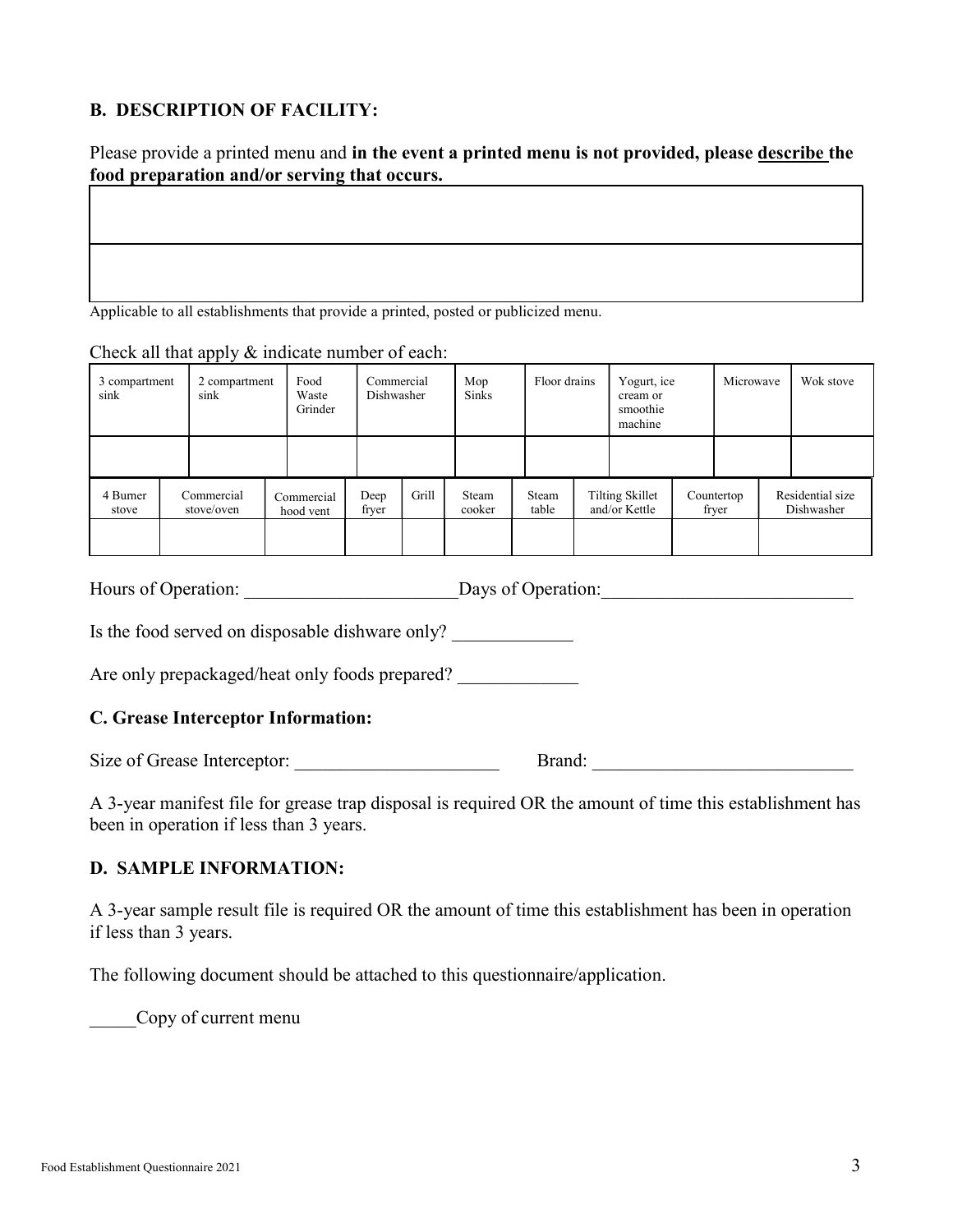## B. DESCRIPTION OF FACILITY:

Please provide a printed menu and **in the event a printed menu is not provided, please <u>describe</u> the food preparation and/or serving that occurs.**

| |
|---|
| |
| |

Applicable to all establishments that provide a printed, posted or publicized menu.

Check all that apply & indicate number of each:

| 3 compartment sink | 2 compartment sink | Food Waste Grinder | Commercial Dishwasher | Mop Sinks | Floor drains | Yogurt, ice cream or smoothie machine | Microwave | Wok stove |
|---|---|---|---|---|---|---|---|---|
| | | | | | | | | |

| 4 Burner stove | Commercial stove/oven | Commercial hood vent | Deep fryer | Grill | Steam cooker | Steam table | Tilting Skillet and/or Kettle | Countertop fryer | Residential size Dishwasher |
|---|---|---|---|---|---|---|---|---|---|
| | | | | | | | | | |

Hours of Operation: _______________________ Days of Operation: ___________________________

Is the food served on disposable dishware only? _____________

Are only prepackaged/heat only foods prepared? _____________

## C. Grease Interceptor Information:

Size of Grease Interceptor: ______________________ Brand: ____________________________

A 3-year manifest file for grease trap disposal is required OR the amount of time this establishment has been in operation if less than 3 years.

## D. SAMPLE INFORMATION:

A 3-year sample result file is required OR the amount of time this establishment has been in operation if less than 3 years.

The following document should be attached to this questionnaire/application.

_____Copy of current menu